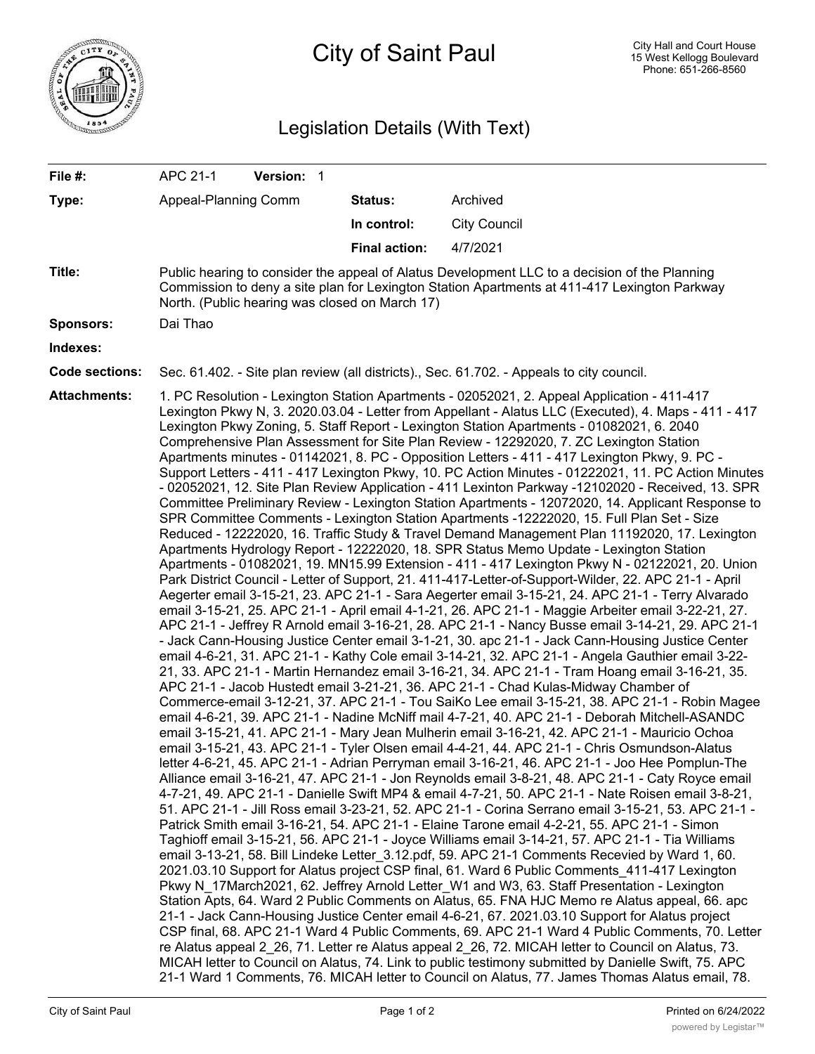# City of Saint Paul

City Hall and Court House
15 West Kellogg Boulevard
Phone: 651-266-8560

## Legislation Details (With Text)

| | | | |
|---|---|---|---|
| **File #:** | APC 21-1 **Version:** 1 | | |
| **Type:** | Appeal-Planning Comm | **Status:** | Archived |
| | | **In control:** | City Council |
| | | **Final action:** | 4/7/2021 |

**Title:** Public hearing to consider the appeal of Alatus Development LLC to a decision of the Planning Commission to deny a site plan for Lexington Station Apartments at 411-417 Lexington Parkway North. (Public hearing was closed on March 17)

**Sponsors:** Dai Thao

**Indexes:**

**Code sections:** Sec. 61.402. - Site plan review (all districts)., Sec. 61.702. - Appeals to city council.

**Attachments:** 1. PC Resolution - Lexington Station Apartments - 02052021, 2. Appeal Application - 411-417 Lexington Pkwy N, 3. 2020.03.04 - Letter from Appellant - Alatus LLC (Executed), 4. Maps - 411 - 417 Lexington Pkwy Zoning, 5. Staff Report - Lexington Station Apartments - 01082021, 6. 2040 Comprehensive Plan Assessment for Site Plan Review - 12292020, 7. ZC Lexington Station Apartments minutes - 01142021, 8. PC - Opposition Letters - 411 - 417 Lexington Pkwy, 9. PC - Support Letters - 411 - 417 Lexington Pkwy, 10. PC Action Minutes - 01222021, 11. PC Action Minutes - 02052021, 12. Site Plan Review Application - 411 Lexinton Parkway -12102020 - Received, 13. SPR Committee Preliminary Review - Lexington Station Apartments - 12072020, 14. Applicant Response to SPR Committee Comments - Lexington Station Apartments -12222020, 15. Full Plan Set - Size Reduced - 12222020, 16. Traffic Study & Travel Demand Management Plan 11192020, 17. Lexington Apartments Hydrology Report - 12222020, 18. SPR Status Memo Update - Lexington Station Apartments - 01082021, 19. MN15.99 Extension - 411 - 417 Lexington Pkwy N - 02122021, 20. Union Park District Council - Letter of Support, 21. 411-417-Letter-of-Support-Wilder, 22. APC 21-1 - April Aegerter email 3-15-21, 23. APC 21-1 - Sara Aegerter email 3-15-21, 24. APC 21-1 - Terry Alvarado email 3-15-21, 25. APC 21-1 - April email 4-1-21, 26. APC 21-1 - Maggie Arbeiter email 3-22-21, 27. APC 21-1 - Jeffrey R Arnold email 3-16-21, 28. APC 21-1 - Nancy Busse email 3-14-21, 29. APC 21-1 - Jack Cann-Housing Justice Center email 3-1-21, 30. apc 21-1 - Jack Cann-Housing Justice Center email 4-6-21, 31. APC 21-1 - Kathy Cole email 3-14-21, 32. APC 21-1 - Angela Gauthier email 3-22-21, 33. APC 21-1 - Martin Hernandez email 3-16-21, 34. APC 21-1 - Tram Hoang email 3-16-21, 35. APC 21-1 - Jacob Hustedt email 3-21-21, 36. APC 21-1 - Chad Kulas-Midway Chamber of Commerce-email 3-12-21, 37. APC 21-1 - Tou SaiKo Lee email 3-15-21, 38. APC 21-1 - Robin Magee email 4-6-21, 39. APC 21-1 - Nadine McNiff mail 4-7-21, 40. APC 21-1 - Deborah Mitchell-ASANDC email 3-15-21, 41. APC 21-1 - Mary Jean Mulherin email 3-16-21, 42. APC 21-1 - Mauricio Ochoa email 3-15-21, 43. APC 21-1 - Tyler Olsen email 4-4-21, 44. APC 21-1 - Chris Osmundson-Alatus letter 4-6-21, 45. APC 21-1 - Adrian Perryman email 3-16-21, 46. APC 21-1 - Joo Hee Pomplun-The Alliance email 3-16-21, 47. APC 21-1 - Jon Reynolds email 3-8-21, 48. APC 21-1 - Caty Royce email 4-7-21, 49. APC 21-1 - Danielle Swift MP4 & email 4-7-21, 50. APC 21-1 - Nate Roisen email 3-8-21, 51. APC 21-1 - Jill Ross email 3-23-21, 52. APC 21-1 - Corina Serrano email 3-15-21, 53. APC 21-1 - Patrick Smith email 3-16-21, 54. APC 21-1 - Elaine Tarone email 4-2-21, 55. APC 21-1 - Simon Taghioff email 3-15-21, 56. APC 21-1 - Joyce Williams email 3-14-21, 57. APC 21-1 - Tia Williams email 3-13-21, 58. Bill Lindeke Letter_3.12.pdf, 59. APC 21-1 Comments Recevied by Ward 1, 60. 2021.03.10 Support for Alatus project CSP final, 61. Ward 6 Public Comments_411-417 Lexington Pkwy N_17March2021, 62. Jeffrey Arnold Letter_W1 and W3, 63. Staff Presentation - Lexington Station Apts, 64. Ward 2 Public Comments on Alatus, 65. FNA HJC Memo re Alatus appeal, 66. apc 21-1 - Jack Cann-Housing Justice Center email 4-6-21, 67. 2021.03.10 Support for Alatus project CSP final, 68. APC 21-1 Ward 4 Public Comments, 69. APC 21-1 Ward 4 Public Comments, 70. Letter re Alatus appeal 2_26, 71. Letter re Alatus appeal 2_26, 72. MICAH letter to Council on Alatus, 73. MICAH letter to Council on Alatus, 74. Link to public testimony submitted by Danielle Swift, 75. APC 21-1 Ward 1 Comments, 76. MICAH letter to Council on Alatus, 77. James Thomas Alatus email, 78.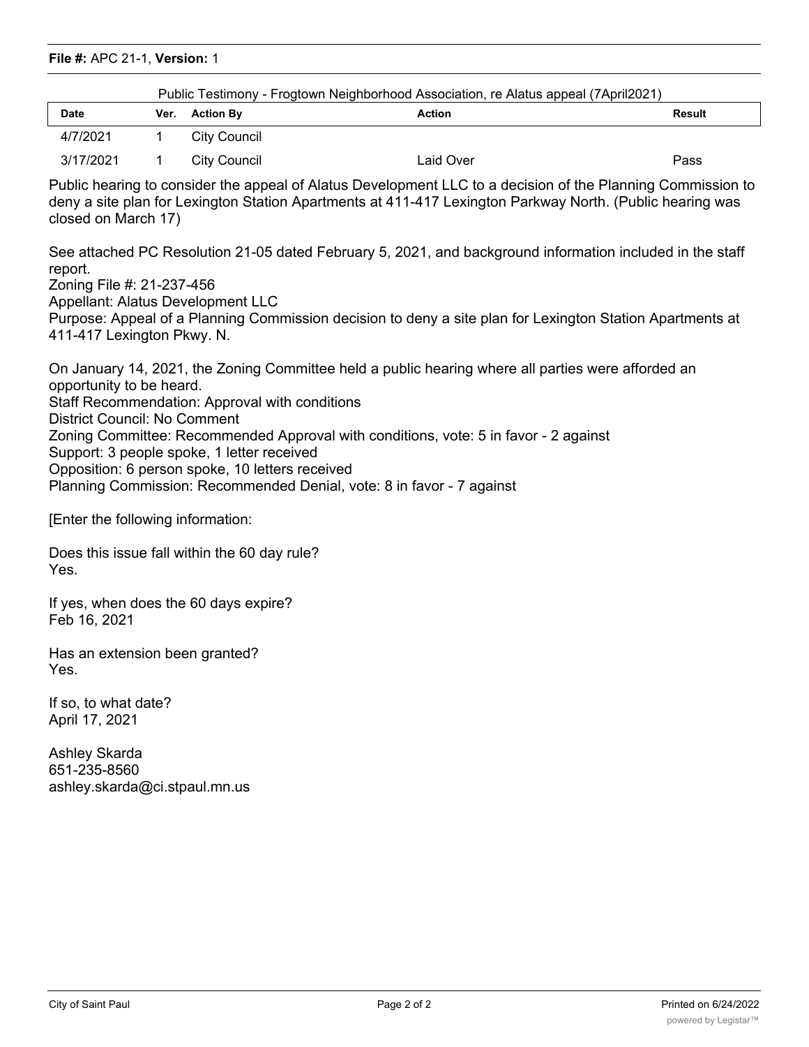**File #:** APC 21-1, **Version:** 1

Public Testimony - Frogtown Neighborhood Association, re Alatus appeal (7April2021)

| Date | Ver. | Action By | Action | Result |
|---|---|---|---|---|
| 4/7/2021 | 1 | City Council | | |
| 3/17/2021 | 1 | City Council | Laid Over | Pass |

Public hearing to consider the appeal of Alatus Development LLC to a decision of the Planning Commission to deny a site plan for Lexington Station Apartments at 411-417 Lexington Parkway North. (Public hearing was closed on March 17)

See attached PC Resolution 21-05 dated February 5, 2021, and background information included in the staff report.
Zoning File #: 21-237-456
Appellant: Alatus Development LLC
Purpose: Appeal of a Planning Commission decision to deny a site plan for Lexington Station Apartments at 411-417 Lexington Pkwy. N.

On January 14, 2021, the Zoning Committee held a public hearing where all parties were afforded an opportunity to be heard.
Staff Recommendation: Approval with conditions
District Council: No Comment
Zoning Committee: Recommended Approval with conditions, vote: 5 in favor - 2 against
Support: 3 people spoke, 1 letter received
Opposition: 6 person spoke, 10 letters received
Planning Commission: Recommended Denial, vote: 8 in favor - 7 against

[Enter the following information:

Does this issue fall within the 60 day rule?
Yes.

If yes, when does the 60 days expire?
Feb 16, 2021

Has an extension been granted?
Yes.

If so, to what date?
April 17, 2021

Ashley Skarda
651-235-8560
ashley.skarda@ci.stpaul.mn.us